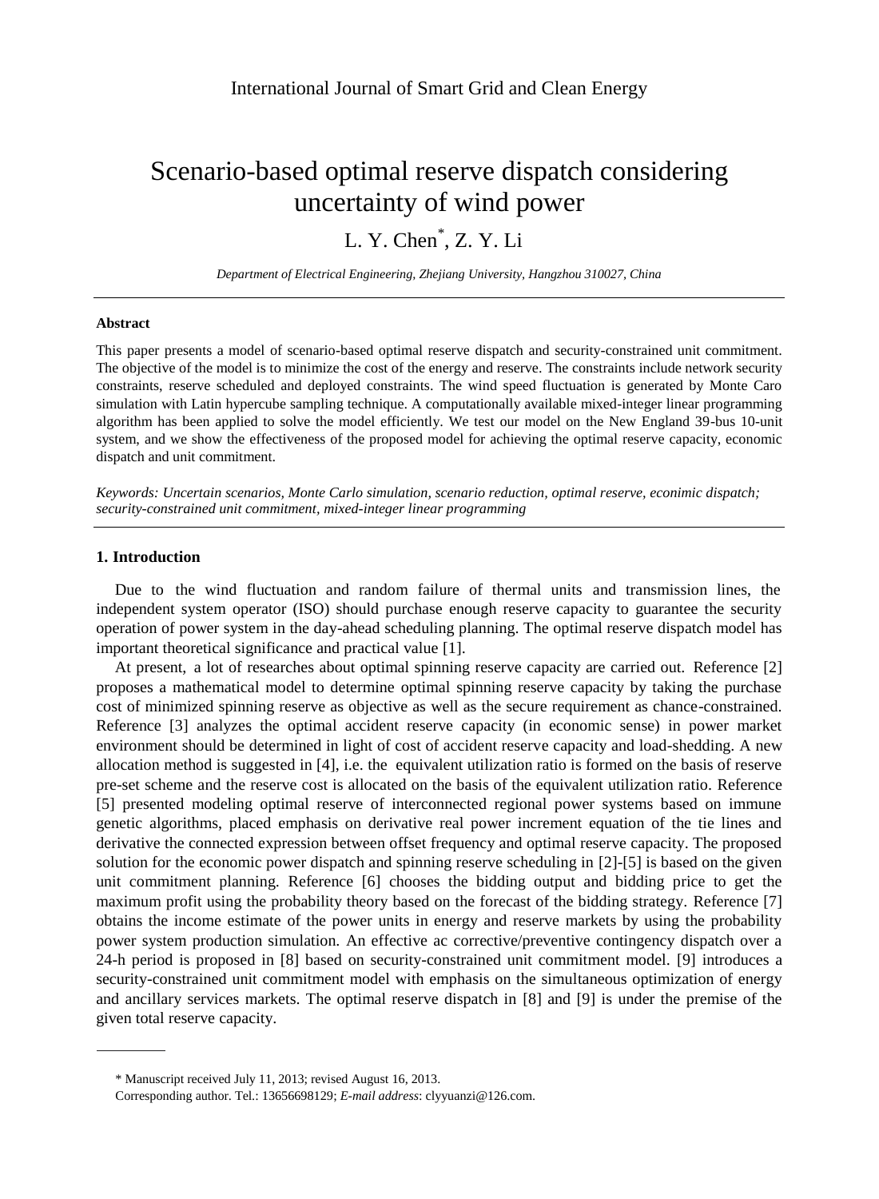# Scenario-based optimal reserve dispatch considering uncertainty of wind power

L. Y. Chen*, Z. Y. Li

*Department of Electrical Engineering, Zhejiang University, Hangzhou 310027, China*

---

**Abstract**

This paper presents a model of scenario-based optimal reserve dispatch and security-constrained unit commitment. The objective of the model is to minimize the cost of the energy and reserve. The constraints include network security constraints, reserve scheduled and deployed constraints. The wind speed fluctuation is generated by Monte Caro simulation with Latin hypercube sampling technique. A computationally available mixed-integer linear programming algorithm has been applied to solve the model efficiently. We test our model on the New England 39-bus 10-unit system, and we show the effectiveness of the proposed model for achieving the optimal reserve capacity, economic dispatch and unit commitment.

*Keywords: Uncertain scenarios, Monte Carlo simulation, scenario reduction, optimal reserve, econimic dispatch; security-constrained unit commitment, mixed-integer linear programming*

---

## 1. Introduction

Due to the wind fluctuation and random failure of thermal units and transmission lines, the independent system operator (ISO) should purchase enough reserve capacity to guarantee the security operation of power system in the day-ahead scheduling planning. The optimal reserve dispatch model has important theoretical significance and practical value [1].

At present, a lot of researches about optimal spinning reserve capacity are carried out. Reference [2] proposes a mathematical model to determine optimal spinning reserve capacity by taking the purchase cost of minimized spinning reserve as objective as well as the secure requirement as chance-constrained. Reference [3] analyzes the optimal accident reserve capacity (in economic sense) in power market environment should be determined in light of cost of accident reserve capacity and load-shedding. A new allocation method is suggested in [4], i.e. the equivalent utilization ratio is formed on the basis of reserve pre-set scheme and the reserve cost is allocated on the basis of the equivalent utilization ratio. Reference [5] presented modeling optimal reserve of interconnected regional power systems based on immune genetic algorithms, placed emphasis on derivative real power increment equation of the tie lines and derivative the connected expression between offset frequency and optimal reserve capacity. The proposed solution for the economic power dispatch and spinning reserve scheduling in [2]-[5] is based on the given unit commitment planning. Reference [6] chooses the bidding output and bidding price to get the maximum profit using the probability theory based on the forecast of the bidding strategy. Reference [7] obtains the income estimate of the power units in energy and reserve markets by using the probability power system production simulation. An effective ac corrective/preventive contingency dispatch over a 24-h period is proposed in [8] based on security-constrained unit commitment model. [9] introduces a security-constrained unit commitment model with emphasis on the simultaneous optimization of energy and ancillary services markets. The optimal reserve dispatch in [8] and [9] is under the premise of the given total reserve capacity.

---

\* Manuscript received July 11, 2013; revised August 16, 2013.

Corresponding author. Tel.: 13656698129; *E-mail address*: clyyuanzi@126.com.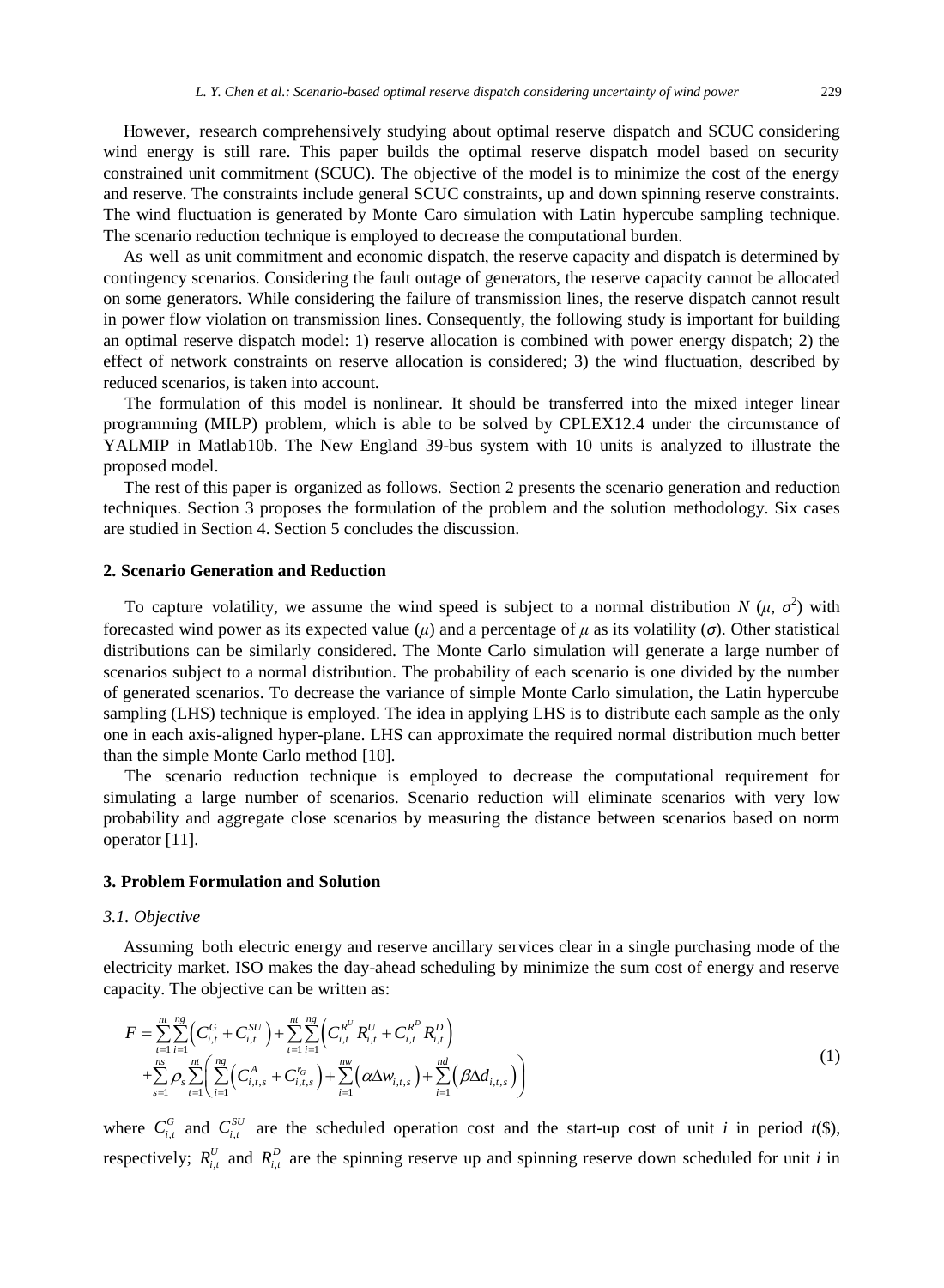However, research comprehensively studying about optimal reserve dispatch and SCUC considering wind energy is still rare. This paper builds the optimal reserve dispatch model based on security constrained unit commitment (SCUC). The objective of the model is to minimize the cost of the energy and reserve. The constraints include general SCUC constraints, up and down spinning reserve constraints. The wind fluctuation is generated by Monte Caro simulation with Latin hypercube sampling technique. The scenario reduction technique is employed to decrease the computational burden.

As well as unit commitment and economic dispatch, the reserve capacity and dispatch is determined by contingency scenarios. Considering the fault outage of generators, the reserve capacity cannot be allocated on some generators. While considering the failure of transmission lines, the reserve dispatch cannot result in power flow violation on transmission lines. Consequently, the following study is important for building an optimal reserve dispatch model: 1) reserve allocation is combined with power energy dispatch; 2) the effect of network constraints on reserve allocation is considered; 3) the wind fluctuation, described by reduced scenarios, is taken into account.

The formulation of this model is nonlinear. It should be transferred into the mixed integer linear programming (MILP) problem, which is able to be solved by CPLEX12.4 under the circumstance of YALMIP in Matlab10b. The New England 39-bus system with 10 units is analyzed to illustrate the proposed model.

The rest of this paper is organized as follows. Section 2 presents the scenario generation and reduction techniques. Section 3 proposes the formulation of the problem and the solution methodology. Six cases are studied in Section 4. Section 5 concludes the discussion.

## 2. Scenario Generation and Reduction

To capture volatility, we assume the wind speed is subject to a normal distribution $N(\mu, \sigma^2)$ with forecasted wind power as its expected value ($\mu$) and a percentage of $\mu$ as its volatility ($\sigma$). Other statistical distributions can be similarly considered. The Monte Carlo simulation will generate a large number of scenarios subject to a normal distribution. The probability of each scenario is one divided by the number of generated scenarios. To decrease the variance of simple Monte Carlo simulation, the Latin hypercube sampling (LHS) technique is employed. The idea in applying LHS is to distribute each sample as the only one in each axis-aligned hyper-plane. LHS can approximate the required normal distribution much better than the simple Monte Carlo method [10].

The scenario reduction technique is employed to decrease the computational requirement for simulating a large number of scenarios. Scenario reduction will eliminate scenarios with very low probability and aggregate close scenarios by measuring the distance between scenarios based on norm operator [11].

## 3. Problem Formulation and Solution

### 3.1. Objective

Assuming both electric energy and reserve ancillary services clear in a single purchasing mode of the electricity market. ISO makes the day-ahead scheduling by minimize the sum cost of energy and reserve capacity. The objective can be written as:

$$
\begin{aligned}
F = & \sum_{t=1}^{nt}\sum_{i=1}^{ng}\left(C_{i,t}^{G}+C_{i,t}^{SU}\right)+\sum_{t=1}^{nt}\sum_{i=1}^{ng}\left(C_{i,t}^{R^U}R_{i,t}^{U}+C_{i,t}^{R^D}R_{i,t}^{D}\right) \\
& +\sum_{s=1}^{ns}\rho_s\sum_{t=1}^{nt}\left(\sum_{i=1}^{ng}\left(C_{i,t,s}^{A}+C_{i,t,s}^{r_G}\right)+\sum_{i=1}^{nw}\left(\alpha\Delta w_{i,t,s}\right)+\sum_{i=1}^{nd}\left(\beta\Delta d_{i,t,s}\right)\right)
\end{aligned}
\tag{1}
$$

where $C_{i,t}^{G}$ and $C_{i,t}^{SU}$ are the scheduled operation cost and the start-up cost of unit $i$ in period $t$($), respectively; $R_{i,t}^{U}$ and $R_{i,t}^{D}$ are the spinning reserve up and spinning reserve down scheduled for unit $i$ in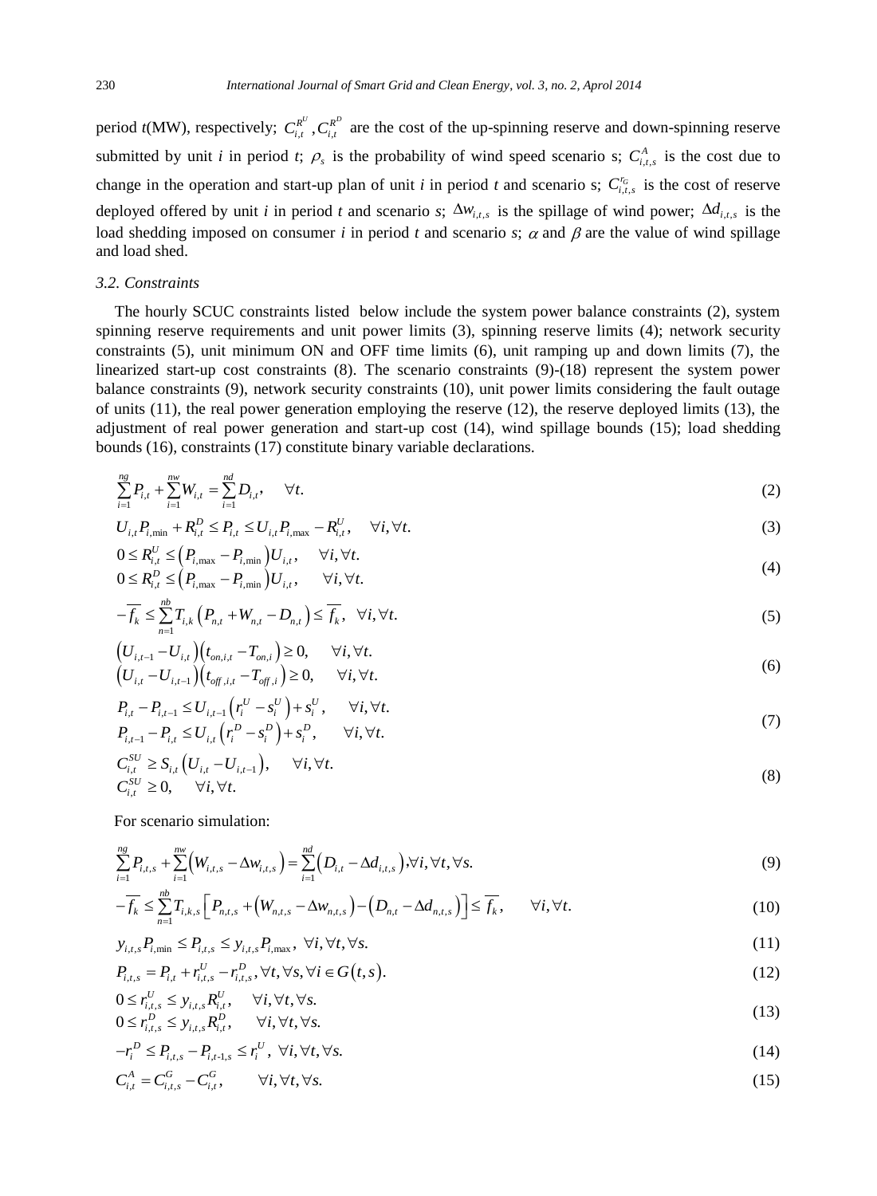period $t$(MW), respectively; $C_{i,t}^{R^U}, C_{i,t}^{R^D}$ are the cost of the up-spinning reserve and down-spinning reserve submitted by unit $i$ in period $t$; $\rho_s$ is the probability of wind speed scenario s; $C_{i,t,s}^{A}$ is the cost due to change in the operation and start-up plan of unit $i$ in period $t$ and scenario s; $C_{i,t,s}^{r_G}$ is the cost of reserve deployed offered by unit $i$ in period $t$ and scenario $s$; $\Delta w_{i,t,s}$ is the spillage of wind power; $\Delta d_{i,t,s}$ is the load shedding imposed on consumer $i$ in period $t$ and scenario $s$; $\alpha$ and $\beta$ are the value of wind spillage and load shed.

### 3.2. Constraints

The hourly SCUC constraints listed below include the system power balance constraints (2), system spinning reserve requirements and unit power limits (3), spinning reserve limits (4); network security constraints (5), unit minimum ON and OFF time limits (6), unit ramping up and down limits (7), the linearized start-up cost constraints (8). The scenario constraints (9)-(18) represent the system power balance constraints (9), network security constraints (10), unit power limits considering the fault outage of units (11), the real power generation employing the reserve (12), the reserve deployed limits (13), the adjustment of real power generation and start-up cost (14), wind spillage bounds (15); load shedding bounds (16), constraints (17) constitute binary variable declarations.

$$\sum_{i=1}^{ng} P_{i,t} + \sum_{i=1}^{nw} W_{i,t} = \sum_{i=1}^{nd} D_{i,t}, \quad \forall t. \tag{2}$$

$$U_{i,t}P_{i,\min} + R_{i,t}^{D} \le P_{i,t} \le U_{i,t}P_{i,\max} - R_{i,t}^{U}, \quad \forall i, \forall t. \tag{3}$$

$$\begin{aligned} &0 \le R_{i,t}^{U} \le \left(P_{i,\max} - P_{i,\min}\right)U_{i,t}, \quad \forall i, \forall t. \\ &0 \le R_{i,t}^{D} \le \left(P_{i,\max} - P_{i,\min}\right)U_{i,t}, \quad \forall i, \forall t. \end{aligned} \tag{4}$$

$$-\overline{f_k} \le \sum_{n=1}^{nb} T_{i,k}\left(P_{n,t} + W_{n,t} - D_{n,t}\right) \le \overline{f_k}, \quad \forall i, \forall t. \tag{5}$$

$$\begin{aligned} &\left(U_{i,t-1} - U_{i,t}\right)\left(t_{on,i,t} - T_{on,i}\right) \ge 0, \quad \forall i, \forall t. \\ &\left(U_{i,t} - U_{i,t-1}\right)\left(t_{off,i,t} - T_{off,i}\right) \ge 0, \quad \forall i, \forall t. \end{aligned} \tag{6}$$

$$\begin{aligned} &P_{i,t} - P_{i,t-1} \le U_{i,t-1}\left(r_i^{U} - s_i^{U}\right) + s_i^{U}, \quad \forall i, \forall t. \\ &P_{i,t-1} - P_{i,t} \le U_{i,t}\left(r_i^{D} - s_i^{D}\right) + s_i^{D}, \quad \forall i, \forall t. \end{aligned} \tag{7}$$

$$\begin{aligned} &C_{i,t}^{SU} \ge S_{i,t}\left(U_{i,t} - U_{i,t-1}\right), \quad \forall i, \forall t. \\ &C_{i,t}^{SU} \ge 0, \quad \forall i, \forall t. \end{aligned} \tag{8}$$

For scenario simulation:

$$\sum_{i=1}^{ng} P_{i,t,s} + \sum_{i=1}^{nw}\left(W_{i,t,s} - \Delta w_{i,t,s}\right) = \sum_{i=1}^{nd}\left(D_{i,t} - \Delta d_{i,t,s}\right), \forall i, \forall t, \forall s. \tag{9}$$

$$-\overline{f_k} \le \sum_{n=1}^{nb} T_{i,k,s}\left[P_{n,t,s} + \left(W_{n,t,s} - \Delta w_{n,t,s}\right) - \left(D_{n,t} - \Delta d_{n,t,s}\right)\right] \le \overline{f_k}, \quad \forall i, \forall t. \tag{10}$$

$$y_{i,t,s}P_{i,\min} \le P_{i,t,s} \le y_{i,t,s}P_{i,\max}, \ \forall i, \forall t, \forall s. \tag{11}$$

$$P_{i,t,s} = P_{i,t} + r_{i,t,s}^{U} - r_{i,t,s}^{D}, \forall t, \forall s, \forall i \in G\left(t, s\right). \tag{12}$$

$$\begin{aligned} &0 \le r_{i,t,s}^{U} \le y_{i,t,s}R_{i,t}^{U}, \quad \forall i, \forall t, \forall s. \\ &0 \le r_{i,t,s}^{D} \le y_{i,t,s}R_{i,t}^{D}, \quad \forall i, \forall t, \forall s. \end{aligned} \tag{13}$$

$$-r_i^{D} \le P_{i,t,s} - P_{i,t-1,s} \le r_i^{U}, \ \forall i, \forall t, \forall s. \tag{14}$$

$$C_{i,t}^{A} = C_{i,t,s}^{G} - C_{i,t}^{G}, \quad \forall i, \forall t, \forall s. \tag{15}$$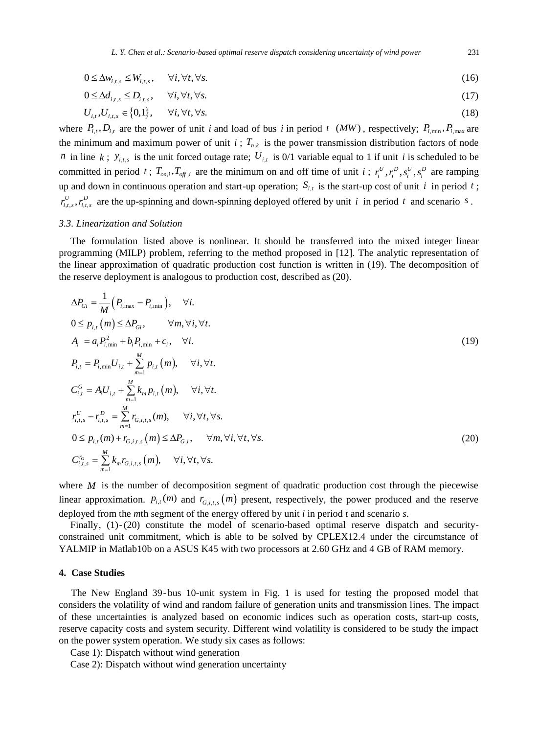$$0 \le \Delta w_{i,t,s} \le W_{i,t,s}, \quad \forall i, \forall t, \forall s. \tag{16}$$

$$0 \le \Delta d_{i,t,s} \le D_{i,t,s}, \quad \forall i, \forall t, \forall s. \tag{17}$$

$$U_{i,t}, U_{i,t,s} \in \{0,1\}, \quad \forall i, \forall t, \forall s. \tag{18}$$

where $P_{i,t}, D_{i,t}$ are the power of unit *i* and load of bus *i* in period $t$ $(MW)$, respectively; $P_{i,\min}, P_{i,\max}$ are the minimum and maximum power of unit $i$; $T_{n,k}$ is the power transmission distribution factors of node $n$ in line $k$; $y_{i,t,s}$ is the unit forced outage rate; $U_{i,t}$ is 0/1 variable equal to 1 if unit $i$ is scheduled to be committed in period $t$; $T_{on,i}, T_{off,i}$ are the minimum on and off time of unit $i$; $r_i^U, r_i^D, s_i^U, s_i^D$ are ramping up and down in continuous operation and start-up operation; $S_{i,t}$ is the start-up cost of unit $i$ in period $t$; $r_{i,t,s}^U, r_{i,t,s}^D$ are the up-spinning and down-spinning deployed offered by unit $i$ in period $t$ and scenario $s$.

### 3.3. Linearization and Solution

The formulation listed above is nonlinear. It should be transferred into the mixed integer linear programming (MILP) problem, referring to the method proposed in [12]. The analytic representation of the linear approximation of quadratic production cost function is written in (19). The decomposition of the reserve deployment is analogous to production cost, described as (20).

$$
\begin{aligned}
&\Delta P_{Gi} = \frac{1}{M}\left(P_{i,\max} - P_{i,\min}\right), \quad \forall i. \\
&0 \le p_{i,t}(m) \le \Delta P_{Gi}, \quad \forall m, \forall i, \forall t. \\
&A_i = a_i P_{i,\min}^2 + b_i P_{i,\min} + c_i, \quad \forall i. \\
&P_{i,t} = P_{i,\min} U_{i,t} + \sum_{m=1}^{M} p_{i,t}(m), \quad \forall i, \forall t. \\
&C_{i,t}^G = A_i U_{i,t} + \sum_{m=1}^{M} k_m p_{i,t}(m), \quad \forall i, \forall t.
\end{aligned} \tag{19}
$$

$$
\begin{aligned}
&r_{i,t,s}^U - r_{i,t,s}^D = \sum_{m=1}^{M} r_{G,i,t,s}(m), \quad \forall i, \forall t, \forall s. \\
&0 \le p_{i,t}(m) + r_{G,i,t,s}(m) \le \Delta P_{G,i}, \quad \forall m, \forall i, \forall t, \forall s. \\
&C_{i,t,s}^{r_G} = \sum_{m=1}^{M} k_m r_{G,i,t,s}(m), \quad \forall i, \forall t, \forall s.
\end{aligned} \tag{20}
$$

where $M$ is the number of decomposition segment of quadratic production cost through the piecewise linear approximation. $p_{i,t}(m)$ and $r_{G,i,t,s}(m)$ present, respectively, the power produced and the reserve deployed from the *m*th segment of the energy offered by unit *i* in period *t* and scenario *s*.

Finally, (1)-(20) constitute the model of scenario-based optimal reserve dispatch and security-constrained unit commitment, which is able to be solved by CPLEX12.4 under the circumstance of YALMIP in Matlab10b on a ASUS K45 with two processors at 2.60 GHz and 4 GB of RAM memory.

## 4. Case Studies

The New England 39-bus 10-unit system in Fig. 1 is used for testing the proposed model that considers the volatility of wind and random failure of generation units and transmission lines. The impact of these uncertainties is analyzed based on economic indices such as operation costs, start-up costs, reserve capacity costs and system security. Different wind volatility is considered to be study the impact on the power system operation. We study six cases as follows:

Case 1): Dispatch without wind generation

Case 2): Dispatch without wind generation uncertainty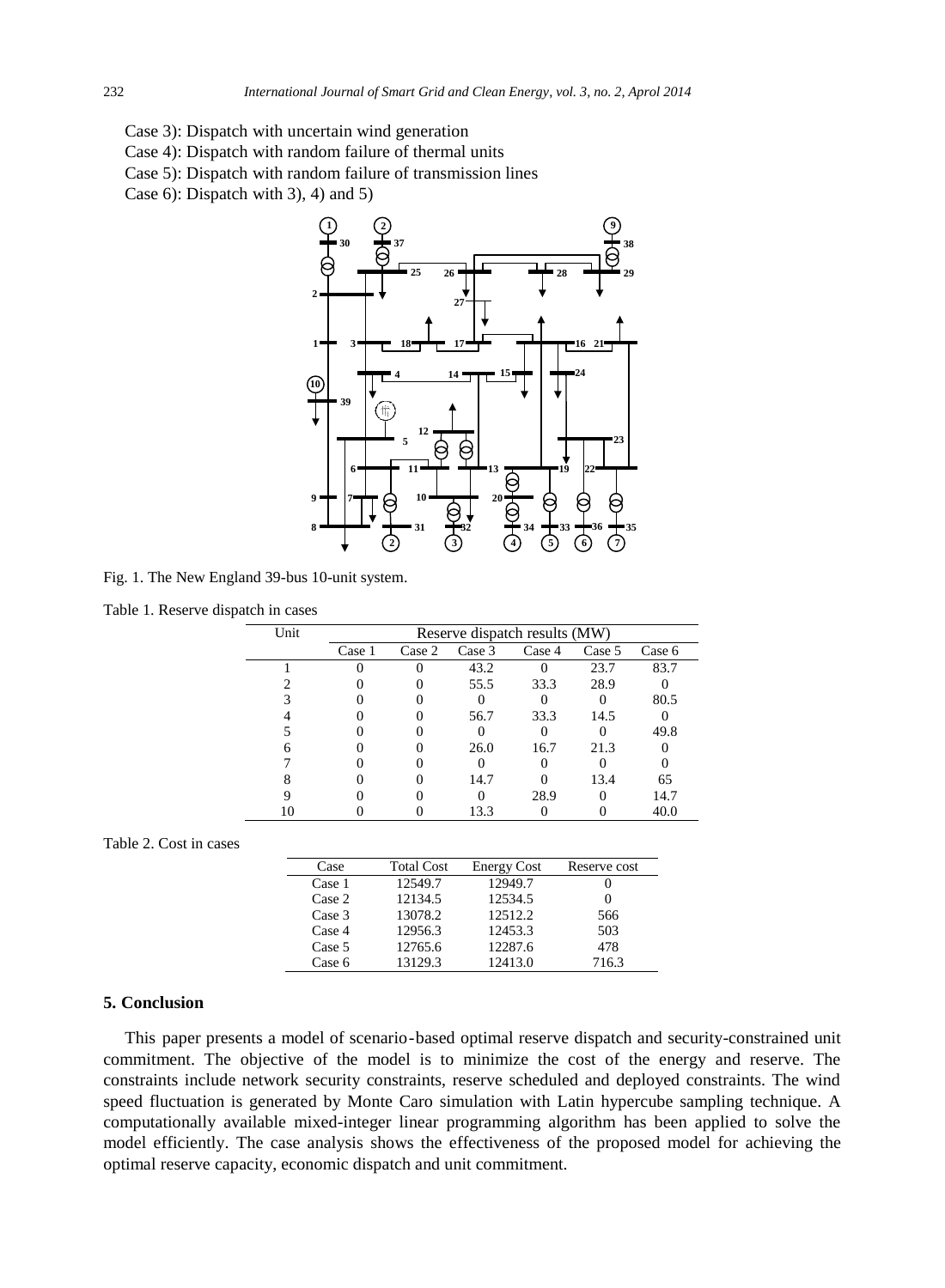Case 3): Dispatch with uncertain wind generation

Case 4): Dispatch with random failure of thermal units

Case 5): Dispatch with random failure of transmission lines

Case 6): Dispatch with 3), 4) and 5)

Fig. 1. The New England 39-bus 10-unit system.

Table 1. Reserve dispatch in cases

| Unit | Reserve dispatch results (MW) | | | | | |
|---|---|---|---|---|---|---|
| | Case 1 | Case 2 | Case 3 | Case 4 | Case 5 | Case 6 |
| 1 | 0 | 0 | 43.2 | 0 | 23.7 | 83.7 |
| 2 | 0 | 0 | 55.5 | 33.3 | 28.9 | 0 |
| 3 | 0 | 0 | 0 | 0 | 0 | 80.5 |
| 4 | 0 | 0 | 56.7 | 33.3 | 14.5 | 0 |
| 5 | 0 | 0 | 0 | 0 | 0 | 49.8 |
| 6 | 0 | 0 | 26.0 | 16.7 | 21.3 | 0 |
| 7 | 0 | 0 | 0 | 0 | 0 | 0 |
| 8 | 0 | 0 | 14.7 | 0 | 13.4 | 65 |
| 9 | 0 | 0 | 0 | 28.9 | 0 | 14.7 |
| 10 | 0 | 0 | 13.3 | 0 | 0 | 40.0 |

Table 2. Cost in cases

| Case | Total Cost | Energy Cost | Reserve cost |
|---|---|---|---|
| Case 1 | 12549.7 | 12949.7 | 0 |
| Case 2 | 12134.5 | 12534.5 | 0 |
| Case 3 | 13078.2 | 12512.2 | 566 |
| Case 4 | 12956.3 | 12453.3 | 503 |
| Case 5 | 12765.6 | 12287.6 | 478 |
| Case 6 | 13129.3 | 12413.0 | 716.3 |

## 5. Conclusion

This paper presents a model of scenario-based optimal reserve dispatch and security-constrained unit commitment. The objective of the model is to minimize the cost of the energy and reserve. The constraints include network security constraints, reserve scheduled and deployed constraints. The wind speed fluctuation is generated by Monte Caro simulation with Latin hypercube sampling technique. A computationally available mixed-integer linear programming algorithm has been applied to solve the model efficiently. The case analysis shows the effectiveness of the proposed model for achieving the optimal reserve capacity, economic dispatch and unit commitment.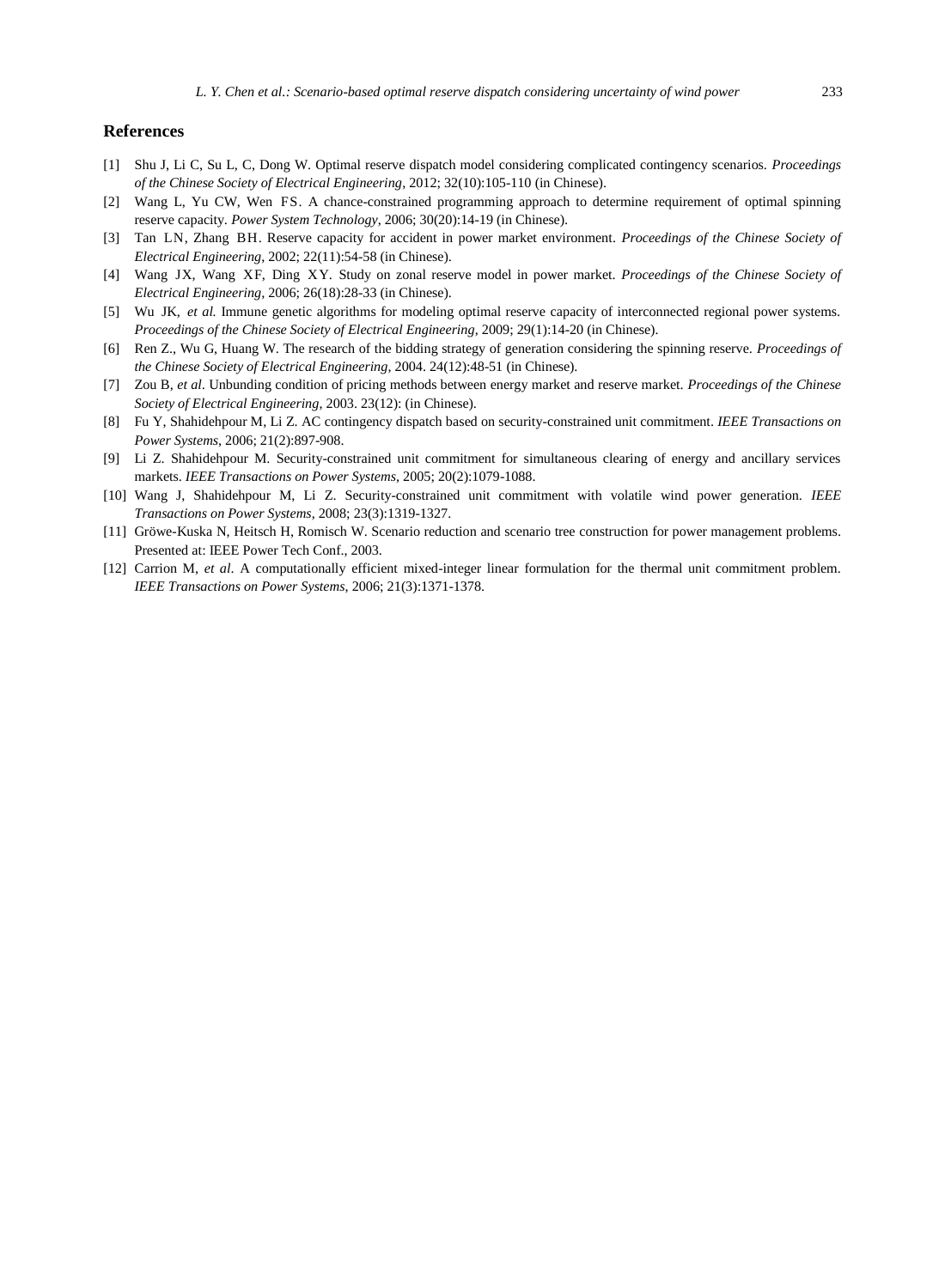## References

[1] Shu J, Li C, Su L, C, Dong W. Optimal reserve dispatch model considering complicated contingency scenarios. *Proceedings of the Chinese Society of Electrical Engineering*, 2012; 32(10):105-110 (in Chinese).

[2] Wang L, Yu CW, Wen FS. A chance-constrained programming approach to determine requirement of optimal spinning reserve capacity. *Power System Technology*, 2006; 30(20):14-19 (in Chinese).

[3] Tan LN, Zhang BH. Reserve capacity for accident in power market environment. *Proceedings of the Chinese Society of Electrical Engineering*, 2002; 22(11):54-58 (in Chinese).

[4] Wang JX, Wang XF, Ding XY. Study on zonal reserve model in power market. *Proceedings of the Chinese Society of Electrical Engineering*, 2006; 26(18):28-33 (in Chinese).

[5] Wu JK, *et al.* Immune genetic algorithms for modeling optimal reserve capacity of interconnected regional power systems. *Proceedings of the Chinese Society of Electrical Engineering*, 2009; 29(1):14-20 (in Chinese).

[6] Ren Z., Wu G, Huang W. The research of the bidding strategy of generation considering the spinning reserve. *Proceedings of the Chinese Society of Electrical Engineering*, 2004. 24(12):48-51 (in Chinese).

[7] Zou B, *et al*. Unbunding condition of pricing methods between energy market and reserve market. *Proceedings of the Chinese Society of Electrical Engineering*, 2003. 23(12): (in Chinese).

[8] Fu Y, Shahidehpour M, Li Z. AC contingency dispatch based on security-constrained unit commitment. *IEEE Transactions on Power Systems*, 2006; 21(2):897-908.

[9] Li Z. Shahidehpour M. Security-constrained unit commitment for simultaneous clearing of energy and ancillary services markets. *IEEE Transactions on Power Systems*, 2005; 20(2):1079-1088.

[10] Wang J, Shahidehpour M, Li Z. Security-constrained unit commitment with volatile wind power generation. *IEEE Transactions on Power Systems*, 2008; 23(3):1319-1327.

[11] Gröwe-Kuska N, Heitsch H, Romisch W. Scenario reduction and scenario tree construction for power management problems. Presented at: IEEE Power Tech Conf., 2003.

[12] Carrion M, *et al*. A computationally efficient mixed-integer linear formulation for the thermal unit commitment problem. *IEEE Transactions on Power Systems*, 2006; 21(3):1371-1378.